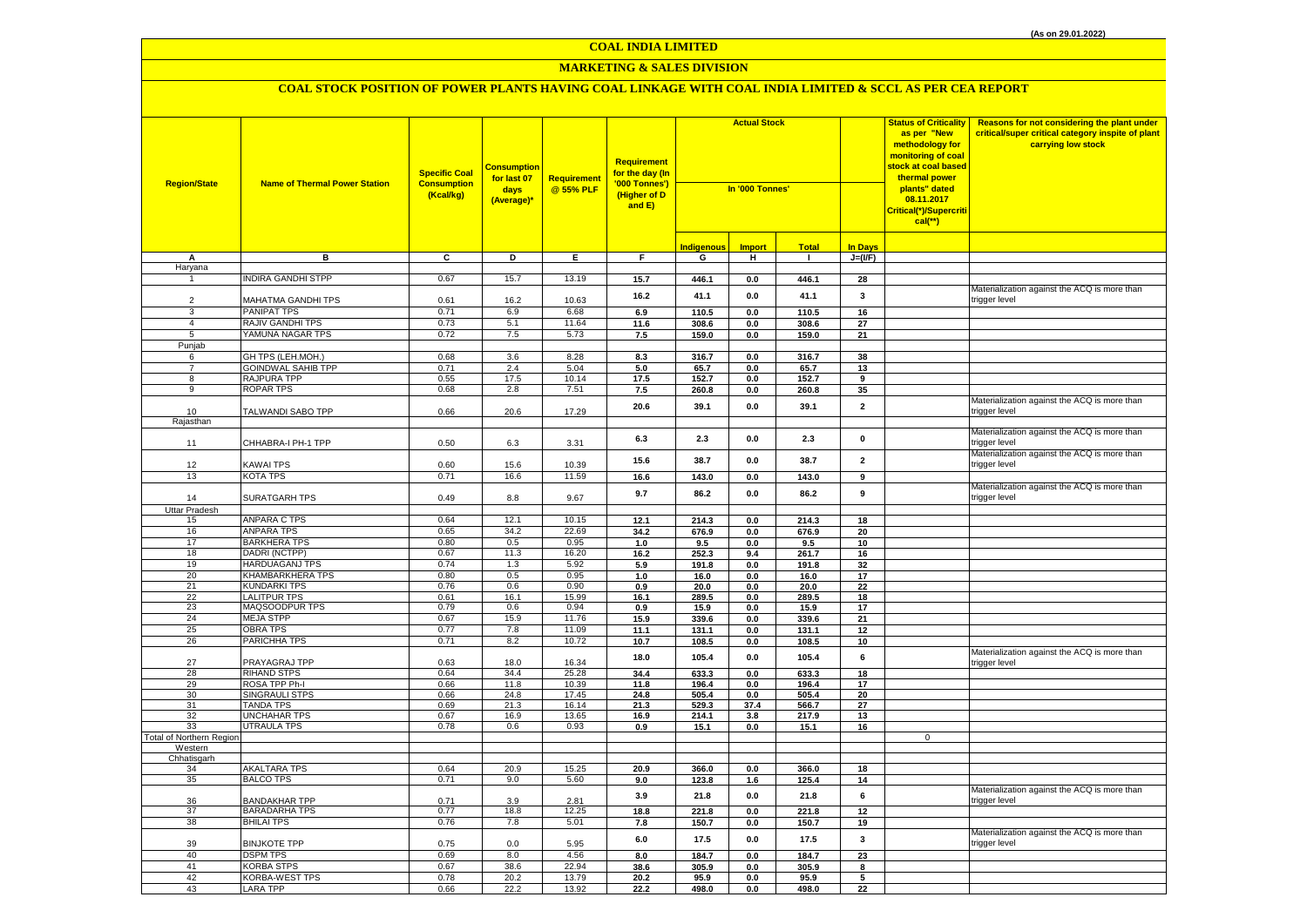(As on 29.01.2022)

# COAL INDIA LIMITED

## MARKETING & SALES DIVISION

### COAL STOCK POSITION OF POWER PLANTS HAVING COAL LINKAGE WITH COAL INDIA LIMITED & SCCL AS PER CEA REPORT

| Region/State | Name of Thermal Power Station | Specific Coal Consumption (Kcal/kg) | Consumption for last 07 days (Average)* | Requirement @ 55% PLF | Requirement for the day (In '000 Tonnes') (Higher of D and E) | Actual Stock In '000 Tonnes' | | | | Status of Criticality as per "New methodology for monitoring of coal stock at coal based thermal power plants" dated 08.11.2017 Critical(*)/Supercritical(**) | Reasons for not considering the plant under critical/super critical category inspite of plant carrying low stock |
|---|---|---|---|---|---|---|---|---|---|---|---|
| | | | | | | Indigenous | Import | Total | In Days | | |
| A | B | C | D | E | F | G | H | I | J=(I/F) | | |
| Haryana | | | | | | | | | | | |
| 1 | INDIRA GANDHI STPP | 0.67 | 15.7 | 13.19 | 15.7 | 446.1 | 0.0 | 446.1 | 28 | | |
| 2 | MAHATMA GANDHI TPS | 0.61 | 16.2 | 10.63 | 16.2 | 41.1 | 0.0 | 41.1 | 3 | | Materialization against the ACQ is more than trigger level |
| 3 | PANIPAT TPS | 0.71 | 6.9 | 6.68 | 6.9 | 110.5 | 0.0 | 110.5 | 16 | | |
| 4 | RAJIV GANDHI TPS | 0.73 | 5.1 | 11.64 | 11.6 | 308.6 | 0.0 | 308.6 | 27 | | |
| 5 | YAMUNA NAGAR TPS | 0.72 | 7.5 | 5.73 | 7.5 | 159.0 | 0.0 | 159.0 | 21 | | |
| Punjab | | | | | | | | | | | |
| 6 | GH TPS (LEH.MOH.) | 0.68 | 3.6 | 8.28 | 8.3 | 316.7 | 0.0 | 316.7 | 38 | | |
| 7 | GOINDWAL SAHIB TPP | 0.71 | 2.4 | 5.04 | 5.0 | 65.7 | 0.0 | 65.7 | 13 | | |
| 8 | RAJPURA TPP | 0.55 | 17.5 | 10.14 | 17.5 | 152.7 | 0.0 | 152.7 | 9 | | |
| 9 | ROPAR TPS | 0.68 | 2.8 | 7.51 | 7.5 | 260.8 | 0.0 | 260.8 | 35 | | |
| 10 | TALWANDI SABO TPP | 0.66 | 20.6 | 17.29 | 20.6 | 39.1 | 0.0 | 39.1 | 2 | | Materialization against the ACQ is more than trigger level |
| Rajasthan | | | | | | | | | | | |
| 11 | CHHABRA-I PH-1 TPP | 0.50 | 6.3 | 3.31 | 6.3 | 2.3 | 0.0 | 2.3 | 0 | | Materialization against the ACQ is more than trigger level |
| 12 | KAWAI TPS | 0.60 | 15.6 | 10.39 | 15.6 | 38.7 | 0.0 | 38.7 | 2 | | Materialization against the ACQ is more than trigger level |
| 13 | KOTA TPS | 0.71 | 16.6 | 11.59 | 16.6 | 143.0 | 0.0 | 143.0 | 9 | | |
| 14 | SURATGARH TPS | 0.49 | 8.8 | 9.67 | 9.7 | 86.2 | 0.0 | 86.2 | 9 | | Materialization against the ACQ is more than trigger level |
| Uttar Pradesh | | | | | | | | | | | |
| 15 | ANPARA C TPS | 0.64 | 12.1 | 10.15 | 12.1 | 214.3 | 0.0 | 214.3 | 18 | | |
| 16 | ANPARA TPS | 0.65 | 34.2 | 22.69 | 34.2 | 676.9 | 0.0 | 676.9 | 20 | | |
| 17 | BARKHERA TPS | 0.80 | 0.5 | 0.95 | 1.0 | 9.5 | 0.0 | 9.5 | 10 | | |
| 18 | DADRI (NCTPP) | 0.67 | 11.3 | 16.20 | 16.2 | 252.3 | 9.4 | 261.7 | 16 | | |
| 19 | HARDUAGANJ TPS | 0.74 | 1.3 | 5.92 | 5.9 | 191.8 | 0.0 | 191.8 | 32 | | |
| 20 | KHAMBARKHERA TPS | 0.80 | 0.5 | 0.95 | 1.0 | 16.0 | 0.0 | 16.0 | 17 | | |
| 21 | KUNDARKI TPS | 0.76 | 0.6 | 0.90 | 0.9 | 20.0 | 0.0 | 20.0 | 22 | | |
| 22 | LALITPUR TPS | 0.61 | 16.1 | 15.99 | 16.1 | 289.5 | 0.0 | 289.5 | 18 | | |
| 23 | MAQSOODPUR TPS | 0.79 | 0.6 | 0.94 | 0.9 | 15.9 | 0.0 | 15.9 | 17 | | |
| 24 | MEJA STPP | 0.67 | 15.9 | 11.76 | 15.9 | 339.6 | 0.0 | 339.6 | 21 | | |
| 25 | OBRA TPS | 0.77 | 7.8 | 11.09 | 11.1 | 131.1 | 0.0 | 131.1 | 12 | | |
| 26 | PARICHHA TPS | 0.71 | 8.2 | 10.72 | 10.7 | 108.5 | 0.0 | 108.5 | 10 | | |
| 27 | PRAYAGRAJ TPP | 0.63 | 18.0 | 16.34 | 18.0 | 105.4 | 0.0 | 105.4 | 6 | | Materialization against the ACQ is more than trigger level |
| 28 | RIHAND STPS | 0.64 | 34.4 | 25.28 | 34.4 | 633.3 | 0.0 | 633.3 | 18 | | |
| 29 | ROSA TPP Ph-I | 0.66 | 11.8 | 10.39 | 11.8 | 196.4 | 0.0 | 196.4 | 17 | | |
| 30 | SINGRAULI STPS | 0.66 | 24.8 | 17.45 | 24.8 | 505.4 | 0.0 | 505.4 | 20 | | |
| 31 | TANDA TPS | 0.69 | 21.3 | 16.14 | 21.3 | 529.3 | 37.4 | 566.7 | 27 | | |
| 32 | UNCHAHAR TPS | 0.67 | 16.9 | 13.65 | 16.9 | 214.1 | 3.8 | 217.9 | 13 | | |
| 33 | UTRAULA TPS | 0.78 | 0.6 | 0.93 | 0.9 | 15.1 | 0.0 | 15.1 | 16 | | |
| Total of Northern Region | | | | | | | | | | 0 | |
| Western | | | | | | | | | | | |
| Chhatisgarh | | | | | | | | | | | |
| 34 | AKALTARA TPS | 0.64 | 20.9 | 15.25 | 20.9 | 366.0 | 0.0 | 366.0 | 18 | | |
| 35 | BALCO TPS | 0.71 | 9.0 | 5.60 | 9.0 | 123.8 | 1.6 | 125.4 | 14 | | |
| 36 | BANDAKHAR TPP | 0.71 | 3.9 | 2.81 | 3.9 | 21.8 | 0.0 | 21.8 | 6 | | Materialization against the ACQ is more than trigger level |
| 37 | BARADARHA TPS | 0.77 | 18.8 | 12.25 | 18.8 | 221.8 | 0.0 | 221.8 | 12 | | |
| 38 | BHILAI TPS | 0.76 | 7.8 | 5.01 | 7.8 | 150.7 | 0.0 | 150.7 | 19 | | |
| 39 | BINJKOTE TPP | 0.75 | 0.0 | 5.95 | 6.0 | 17.5 | 0.0 | 17.5 | 3 | | Materialization against the ACQ is more than trigger level |
| 40 | DSPM TPS | 0.69 | 8.0 | 4.56 | 8.0 | 184.7 | 0.0 | 184.7 | 23 | | |
| 41 | KORBA STPS | 0.67 | 38.6 | 22.94 | 38.6 | 305.9 | 0.0 | 305.9 | 8 | | |
| 42 | KORBA-WEST TPS | 0.78 | 20.2 | 13.79 | 20.2 | 95.9 | 0.0 | 95.9 | 5 | | |
| 43 | LARA TPP | 0.66 | 22.2 | 13.92 | 22.2 | 498.0 | 0.0 | 498.0 | 22 | | |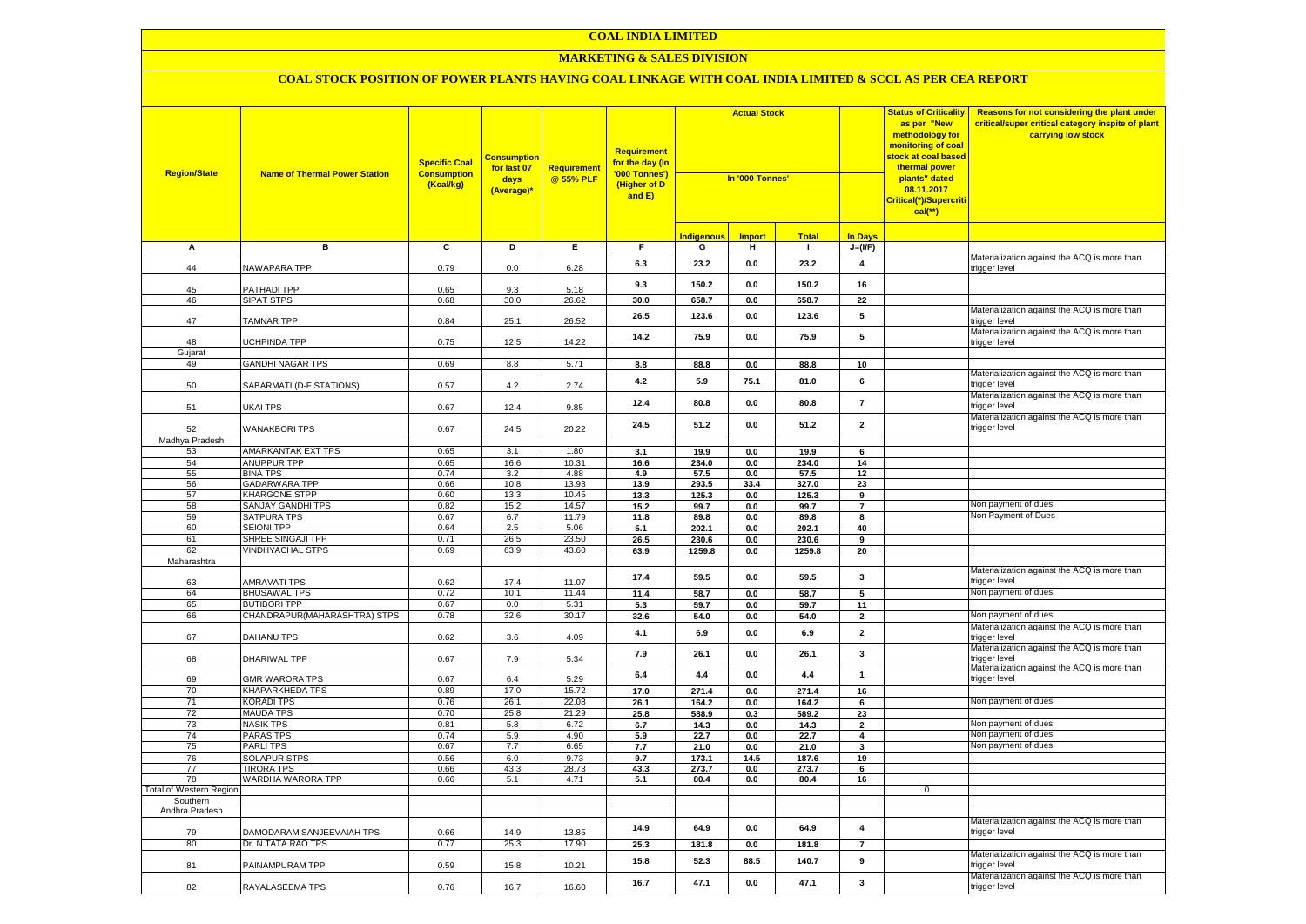# COAL INDIA LIMITED

## MARKETING & SALES DIVISION

### COAL STOCK POSITION OF POWER PLANTS HAVING COAL LINKAGE WITH COAL INDIA LIMITED & SCCL AS PER CEA REPORT

| Region/State | Name of Thermal Power Station | Specific Coal Consumption (Kcal/kg) | Consumption for last 07 days (Average)* | Requirement @ 55% PLF | Requirement for the day (In '000 Tonnes') (Higher of D and E) | Actual Stock In '000 Tonnes' | | | | Status of Criticality as per "New methodology for monitoring of coal stock at coal based thermal power plants" dated 08.11.2017 Critical(*)/Supercritical(**) | Reasons for not considering the plant under critical/super critical category inspite of plant carrying low stock |
|---|---|---|---|---|---|---|---|---|---|---|---|
| | | | | | | Indigenous | Import | Total | In Days | | |
| A | B | C | D | E | F | G | H | I | J=(I/F) | | |
| 44 | NAWAPARA TPP | 0.79 | 0.0 | 6.28 | 6.3 | 23.2 | 0.0 | 23.2 | 4 | | Materialization against the ACQ is more than trigger level |
| 45 | PATHADI TPP | 0.65 | 9.3 | 5.18 | 9.3 | 150.2 | 0.0 | 150.2 | 16 | | |
| 46 | SIPAT STPS | 0.68 | 30.0 | 26.62 | 30.0 | 658.7 | 0.0 | 658.7 | 22 | | |
| 47 | TAMNAR TPP | 0.84 | 25.1 | 26.52 | 26.5 | 123.6 | 0.0 | 123.6 | 5 | | Materialization against the ACQ is more than trigger level |
| 48 | UCHPINDA TPP | 0.75 | 12.5 | 14.22 | 14.2 | 75.9 | 0.0 | 75.9 | 5 | | Materialization against the ACQ is more than trigger level |
| Gujarat | | | | | | | | | | | |
| 49 | GANDHI NAGAR TPS | 0.69 | 8.8 | 5.71 | 8.8 | 88.8 | 0.0 | 88.8 | 10 | | |
| 50 | SABARMATI (D-F STATIONS) | 0.57 | 4.2 | 2.74 | 4.2 | 5.9 | 75.1 | 81.0 | 6 | | Materialization against the ACQ is more than trigger level |
| 51 | UKAI TPS | 0.67 | 12.4 | 9.85 | 12.4 | 80.8 | 0.0 | 80.8 | 7 | | Materialization against the ACQ is more than trigger level |
| 52 | WANAKBORI TPS | 0.67 | 24.5 | 20.22 | 24.5 | 51.2 | 0.0 | 51.2 | 2 | | Materialization against the ACQ is more than trigger level |
| Madhya Pradesh | | | | | | | | | | | |
| 53 | AMARKANTAK EXT TPS | 0.65 | 3.1 | 1.80 | 3.1 | 19.9 | 0.0 | 19.9 | 6 | | |
| 54 | ANUPPUR TPP | 0.65 | 16.6 | 10.31 | 16.6 | 234.0 | 0.0 | 234.0 | 14 | | |
| 55 | BINA TPS | 0.74 | 3.2 | 4.88 | 4.9 | 57.5 | 0.0 | 57.5 | 12 | | |
| 56 | GADARWARA TPP | 0.66 | 10.8 | 13.93 | 13.9 | 293.5 | 33.4 | 327.0 | 23 | | |
| 57 | KHARGONE STPP | 0.60 | 13.3 | 10.45 | 13.3 | 125.3 | 0.0 | 125.3 | 9 | | |
| 58 | SANJAY GANDHI TPS | 0.82 | 15.2 | 14.57 | 15.2 | 99.7 | 0.0 | 99.7 | 7 | | Non payment of dues |
| 59 | SATPURA TPS | 0.67 | 6.7 | 11.79 | 11.8 | 89.8 | 0.0 | 89.8 | 8 | | Non Payment of Dues |
| 60 | SEIONI TPP | 0.64 | 2.5 | 5.06 | 5.1 | 202.1 | 0.0 | 202.1 | 40 | | |
| 61 | SHREE SINGAJI TPP | 0.71 | 26.5 | 23.50 | 26.5 | 230.6 | 0.0 | 230.6 | 9 | | |
| 62 | VINDHYACHAL STPS | 0.69 | 63.9 | 43.60 | 63.9 | 1259.8 | 0.0 | 1259.8 | 20 | | |
| Maharashtra | | | | | | | | | | | |
| 63 | AMRAVATI TPS | 0.62 | 17.4 | 11.07 | 17.4 | 59.5 | 0.0 | 59.5 | 3 | | Materialization against the ACQ is more than trigger level |
| 64 | BHUSAWAL TPS | 0.72 | 10.1 | 11.44 | 11.4 | 58.7 | 0.0 | 58.7 | 5 | | Non payment of dues |
| 65 | BUTIBORI TPP | 0.67 | 0.0 | 5.31 | 5.3 | 59.7 | 0.0 | 59.7 | 11 | | |
| 66 | CHANDRAPUR(MAHARASHTRA) STPS | 0.78 | 32.6 | 30.17 | 32.6 | 54.0 | 0.0 | 54.0 | 2 | | Non payment of dues |
| 67 | DAHANU TPS | 0.62 | 3.6 | 4.09 | 4.1 | 6.9 | 0.0 | 6.9 | 2 | | Materialization against the ACQ is more than trigger level |
| 68 | DHARIWAL TPP | 0.67 | 7.9 | 5.34 | 7.9 | 26.1 | 0.0 | 26.1 | 3 | | Materialization against the ACQ is more than trigger level |
| 69 | GMR WARORA TPS | 0.67 | 6.4 | 5.29 | 6.4 | 4.4 | 0.0 | 4.4 | 1 | | Materialization against the ACQ is more than trigger level |
| 70 | KHAPARKHEDA TPS | 0.89 | 17.0 | 15.72 | 17.0 | 271.4 | 0.0 | 271.4 | 16 | | |
| 71 | KORADI TPS | 0.76 | 26.1 | 22.08 | 26.1 | 164.2 | 0.0 | 164.2 | 6 | | Non payment of dues |
| 72 | MAUDA TPS | 0.70 | 25.8 | 21.29 | 25.8 | 588.9 | 0.3 | 589.2 | 23 | | |
| 73 | NASIK TPS | 0.81 | 5.8 | 6.72 | 6.7 | 14.3 | 0.0 | 14.3 | 2 | | Non payment of dues |
| 74 | PARAS TPS | 0.74 | 5.9 | 4.90 | 5.9 | 22.7 | 0.0 | 22.7 | 4 | | Non payment of dues |
| 75 | PARLI TPS | 0.67 | 7.7 | 6.65 | 7.7 | 21.0 | 0.0 | 21.0 | 3 | | Non payment of dues |
| 76 | SOLAPUR STPS | 0.56 | 6.0 | 9.73 | 9.7 | 173.1 | 14.5 | 187.6 | 19 | | |
| 77 | TIRORA TPS | 0.66 | 43.3 | 28.73 | 43.3 | 273.7 | 0.0 | 273.7 | 6 | | |
| 78 | WARDHA WARORA TPP | 0.66 | 5.1 | 4.71 | 5.1 | 80.4 | 0.0 | 80.4 | 16 | | |
| Total of Western Region | | | | | | | | | | 0 | |
| Southern | | | | | | | | | | | |
| Andhra Pradesh | | | | | | | | | | | |
| 79 | DAMODARAM SANJEEVAIAH TPS | 0.66 | 14.9 | 13.85 | 14.9 | 64.9 | 0.0 | 64.9 | 4 | | Materialization against the ACQ is more than trigger level |
| 80 | Dr. N.TATA RAO TPS | 0.77 | 25.3 | 17.90 | 25.3 | 181.8 | 0.0 | 181.8 | 7 | | |
| 81 | PAINAMPURAM TPP | 0.59 | 15.8 | 10.21 | 15.8 | 52.3 | 88.5 | 140.7 | 9 | | Materialization against the ACQ is more than trigger level |
| 82 | RAYALASEEMA TPS | 0.76 | 16.7 | 16.60 | 16.7 | 47.1 | 0.0 | 47.1 | 3 | | Materialization against the ACQ is more than trigger level |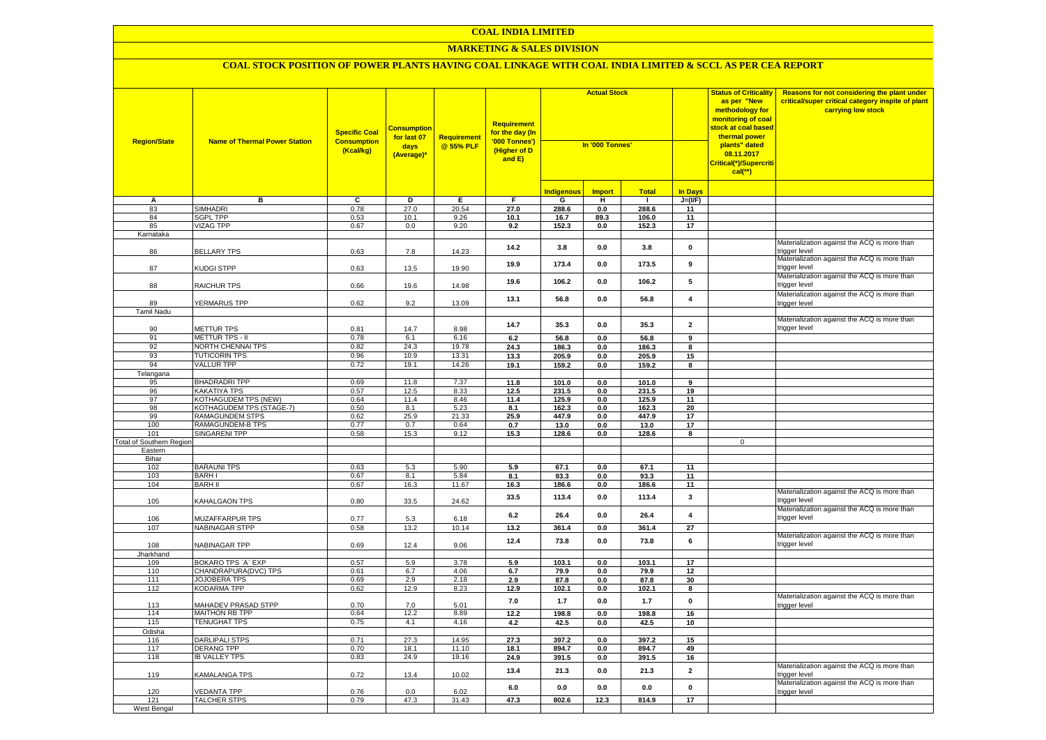# COAL INDIA LIMITED

## MARKETING & SALES DIVISION

### COAL STOCK POSITION OF POWER PLANTS HAVING COAL LINKAGE WITH COAL INDIA LIMITED & SCCL AS PER CEA REPORT

| Region/State | Name of Thermal Power Station | Specific Coal Consumption (Kcal/kg) | Consumption for last 07 days (Average)* | Requirement @ 55% PLF | Requirement for the day (In '000 Tonnes') (Higher of D and E) | Actual Stock In '000 Tonnes' | | | | Status of Criticality as per "New methodology for monitoring of coal stock at coal based thermal power plants" dated 08.11.2017 Critical(*)/Supercritical(**) | Reasons for not considering the plant under critical/super critical category inspite of plant carrying low stock |
|---|---|---|---|---|---|---|---|---|---|---|---|
| | | | | | | Indigenous | Import | Total | In Days | | |
| A | B | C | D | E | F | G | H | I | J=(I/F) | | |
| 83 | SIMHADRI | 0.78 | 27.0 | 20.54 | 27.0 | 288.6 | 0.0 | 288.6 | 11 | | |
| 84 | SGPL TPP | 0.53 | 10.1 | 9.26 | 10.1 | 16.7 | 89.3 | 106.0 | 11 | | |
| 85 | VIZAG TPP | 0.67 | 0.0 | 9.20 | 9.2 | 152.3 | 0.0 | 152.3 | 17 | | |
| Karnataka | | | | | | | | | | | |
| 86 | BELLARY TPS | 0.63 | 7.8 | 14.23 | 14.2 | 3.8 | 0.0 | 3.8 | 0 | | Materialization against the ACQ is more than trigger level |
| 87 | KUDGI STPP | 0.63 | 13.5 | 19.90 | 19.9 | 173.4 | 0.0 | 173.5 | 9 | | Materialization against the ACQ is more than trigger level |
| 88 | RAICHUR TPS | 0.66 | 19.6 | 14.98 | 19.6 | 106.2 | 0.0 | 106.2 | 5 | | Materialization against the ACQ is more than trigger level |
| 89 | YERMARUS TPP | 0.62 | 9.2 | 13.09 | 13.1 | 56.8 | 0.0 | 56.8 | 4 | | Materialization against the ACQ is more than trigger level |
| Tamil Nadu | | | | | | | | | | | |
| 90 | METTUR TPS | 0.81 | 14.7 | 8.98 | 14.7 | 35.3 | 0.0 | 35.3 | 2 | | Materialization against the ACQ is more than trigger level |
| 91 | METTUR TPS - II | 0.78 | 6.1 | 6.16 | 6.2 | 56.8 | 0.0 | 56.8 | 9 | | |
| 92 | NORTH CHENNAI TPS | 0.82 | 24.3 | 19.78 | 24.3 | 186.3 | 0.0 | 186.3 | 8 | | |
| 93 | TUTICORIN TPS | 0.96 | 10.9 | 13.31 | 13.3 | 205.9 | 0.0 | 205.9 | 15 | | |
| 94 | VALLUR TPP | 0.72 | 19.1 | 14.26 | 19.1 | 159.2 | 0.0 | 159.2 | 8 | | |
| Telangana | | | | | | | | | | | |
| 95 | BHADRADRI TPP | 0.69 | 11.8 | 7.37 | 11.8 | 101.0 | 0.0 | 101.0 | 9 | | |
| 96 | KAKATIYA TPS | 0.57 | 12.5 | 8.33 | 12.5 | 231.5 | 0.0 | 231.5 | 19 | | |
| 97 | KOTHAGUDEM TPS (NEW) | 0.64 | 11.4 | 8.46 | 11.4 | 125.9 | 0.0 | 125.9 | 11 | | |
| 98 | KOTHAGUDEM TPS (STAGE-7) | 0.50 | 8.1 | 5.23 | 8.1 | 162.3 | 0.0 | 162.3 | 20 | | |
| 99 | RAMAGUNDEM STPS | 0.62 | 25.9 | 21.33 | 25.9 | 447.9 | 0.0 | 447.9 | 17 | | |
| 100 | RAMAGUNDEM-B TPS | 0.77 | 0.7 | 0.64 | 0.7 | 13.0 | 0.0 | 13.0 | 17 | | |
| 101 | SINGARENI TPP | 0.58 | 15.3 | 9.12 | 15.3 | 128.6 | 0.0 | 128.6 | 8 | | |
| Total of Southern Region | | | | | | | | | | 0 | |
| Eastern | | | | | | | | | | | |
| Bihar | | | | | | | | | | | |
| 102 | BARAUNI TPS | 0.63 | 5.3 | 5.90 | 5.9 | 67.1 | 0.0 | 67.1 | 11 | | |
| 103 | BARH I | 0.67 | 8.1 | 5.84 | 8.1 | 93.3 | 0.0 | 93.3 | 11 | | |
| 104 | BARH II | 0.67 | 16.3 | 11.67 | 16.3 | 186.6 | 0.0 | 186.6 | 11 | | |
| 105 | KAHALGAON TPS | 0.80 | 33.5 | 24.62 | 33.5 | 113.4 | 0.0 | 113.4 | 3 | | Materialization against the ACQ is more than trigger level |
| 106 | MUZAFFARPUR TPS | 0.77 | 5.3 | 6.18 | 6.2 | 26.4 | 0.0 | 26.4 | 4 | | Materialization against the ACQ is more than trigger level |
| 107 | NABINAGAR STPP | 0.58 | 13.2 | 10.14 | 13.2 | 361.4 | 0.0 | 361.4 | 27 | | |
| 108 | NABINAGAR TPP | 0.69 | 12.4 | 9.06 | 12.4 | 73.8 | 0.0 | 73.8 | 6 | | Materialization against the ACQ is more than trigger level |
| Jharkhand | | | | | | | | | | | |
| 109 | BOKARO TPS `A` EXP | 0.57 | 5.9 | 3.78 | 5.9 | 103.1 | 0.0 | 103.1 | 17 | | |
| 110 | CHANDRAPURA(DVC) TPS | 0.61 | 6.7 | 4.06 | 6.7 | 79.9 | 0.0 | 79.9 | 12 | | |
| 111 | JOJOBERA TPS | 0.69 | 2.9 | 2.18 | 2.9 | 87.8 | 0.0 | 87.8 | 30 | | |
| 112 | KODARMA TPP | 0.62 | 12.9 | 8.23 | 12.9 | 102.1 | 0.0 | 102.1 | 8 | | |
| 113 | MAHADEV PRASAD STPP | 0.70 | 7.0 | 5.01 | 7.0 | 1.7 | 0.0 | 1.7 | 0 | | Materialization against the ACQ is more than trigger level |
| 114 | MAITHON RB TPP | 0.64 | 12.2 | 8.89 | 12.2 | 198.8 | 0.0 | 198.8 | 16 | | |
| 115 | TENUGHAT TPS | 0.75 | 4.1 | 4.16 | 4.2 | 42.5 | 0.0 | 42.5 | 10 | | |
| Odisha | | | | | | | | | | | |
| 116 | DARLIPALI STPS | 0.71 | 27.3 | 14.95 | 27.3 | 397.2 | 0.0 | 397.2 | 15 | | |
| 117 | DERANG TPP | 0.70 | 18.1 | 11.10 | 18.1 | 894.7 | 0.0 | 894.7 | 49 | | |
| 118 | IB VALLEY TPS | 0.83 | 24.9 | 19.16 | 24.9 | 391.5 | 0.0 | 391.5 | 16 | | |
| 119 | KAMALANGA TPS | 0.72 | 13.4 | 10.02 | 13.4 | 21.3 | 0.0 | 21.3 | 2 | | Materialization against the ACQ is more than trigger level |
| 120 | VEDANTA TPP | 0.76 | 0.0 | 6.02 | 6.0 | 0.0 | 0.0 | 0.0 | 0 | | Materialization against the ACQ is more than trigger level |
| 121 | TALCHER STPS | 0.79 | 47.3 | 31.43 | 47.3 | 802.6 | 12.3 | 814.9 | 17 | | |
| West Bengal | | | | | | | | | | | |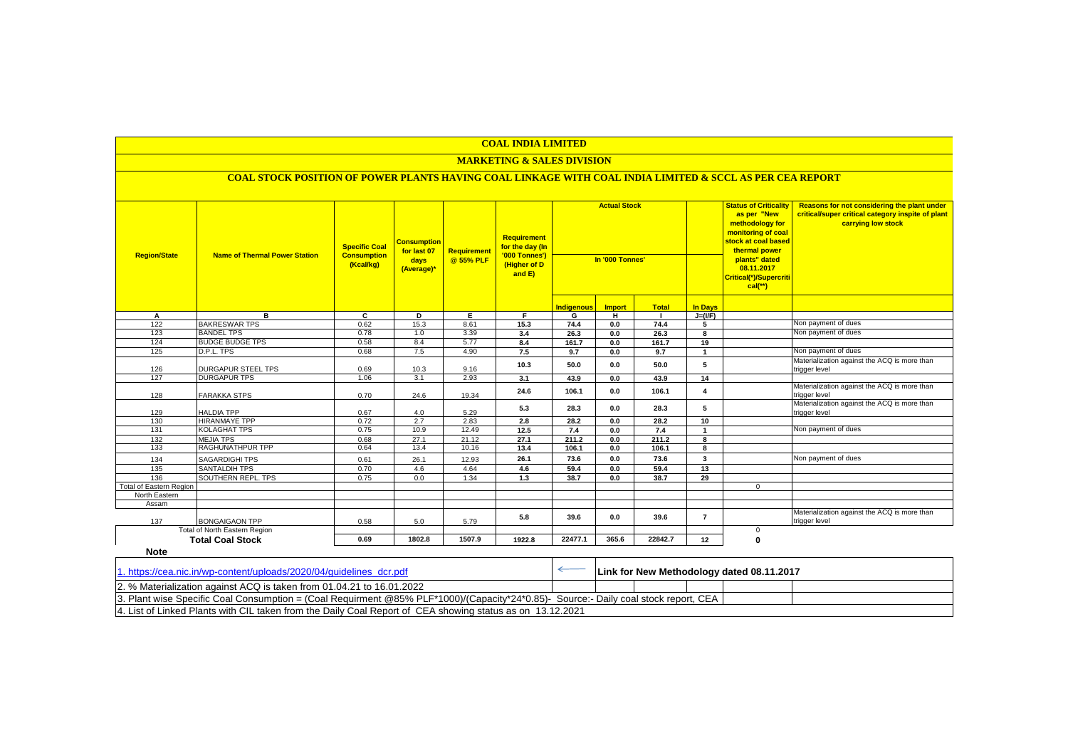# COAL INDIA LIMITED

## MARKETING & SALES DIVISION

### COAL STOCK POSITION OF POWER PLANTS HAVING COAL LINKAGE WITH COAL INDIA LIMITED & SCCL AS PER CEA REPORT

| Region/State | Name of Thermal Power Station | Specific Coal Consumption (Kcal/kg) | Consumption for last 07 days (Average)* | Requirement @ 55% PLF | Requirement for the day (In '000 Tonnes') (Higher of D and E) | Actual Stock In '000 Tonnes' | | | | Status of Criticality as per "New methodology for monitoring of coal stock at coal based thermal power plants" dated 08.11.2017 Critical(*)/Supercritical(**) | Reasons for not considering the plant under critical/super critical category inspite of plant carrying low stock |
|---|---|---|---|---|---|---|---|---|---|---|---|
| | | | | | | Indigenous | Import | Total | In Days | | |
| A | B | C | D | E | F | G | H | I | J=(I/F) | | |
| 122 | BAKRESWAR TPS | 0.62 | 15.3 | 8.61 | 15.3 | 74.4 | 0.0 | 74.4 | 5 | | Non payment of dues |
| 123 | BANDEL TPS | 0.78 | 1.0 | 3.39 | 3.4 | 26.3 | 0.0 | 26.3 | 8 | | Non payment of dues |
| 124 | BUDGE BUDGE TPS | 0.58 | 8.4 | 5.77 | 8.4 | 161.7 | 0.0 | 161.7 | 19 | | |
| 125 | D.P.L. TPS | 0.68 | 7.5 | 4.90 | 7.5 | 9.7 | 0.0 | 9.7 | 1 | | Non payment of dues |
| 126 | DURGAPUR STEEL TPS | 0.69 | 10.3 | 9.16 | 10.3 | 50.0 | 0.0 | 50.0 | 5 | | Materialization against the ACQ is more than trigger level |
| 127 | DURGAPUR TPS | 1.06 | 3.1 | 2.93 | 3.1 | 43.9 | 0.0 | 43.9 | 14 | | |
| 128 | FARAKKA STPS | 0.70 | 24.6 | 19.34 | 24.6 | 106.1 | 0.0 | 106.1 | 4 | | Materialization against the ACQ is more than trigger level |
| 129 | HALDIA TPP | 0.67 | 4.0 | 5.29 | 5.3 | 28.3 | 0.0 | 28.3 | 5 | | Materialization against the ACQ is more than trigger level |
| 130 | HIRANMAYE TPP | 0.72 | 2.7 | 2.83 | 2.8 | 28.2 | 0.0 | 28.2 | 10 | | |
| 131 | KOLAGHAT TPS | 0.75 | 10.9 | 12.49 | 12.5 | 7.4 | 0.0 | 7.4 | 1 | | Non payment of dues |
| 132 | MEJIA TPS | 0.68 | 27.1 | 21.12 | 27.1 | 211.2 | 0.0 | 211.2 | 8 | | |
| 133 | RAGHUNATHPUR TPP | 0.64 | 13.4 | 10.16 | 13.4 | 106.1 | 0.0 | 106.1 | 8 | | |
| 134 | SAGARDIGHI TPS | 0.61 | 26.1 | 12.93 | 26.1 | 73.6 | 0.0 | 73.6 | 3 | | Non payment of dues |
| 135 | SANTALDIH TPS | 0.70 | 4.6 | 4.64 | 4.6 | 59.4 | 0.0 | 59.4 | 13 | | |
| 136 | SOUTHERN REPL. TPS | 0.75 | 0.0 | 1.34 | 1.3 | 38.7 | 0.0 | 38.7 | 29 | | |
| Total of Eastern Region | | | | | | | | | | 0 | |
| North Eastern | | | | | | | | | | | |
| Assam | | | | | | | | | | | |
| 137 | BONGAIGAON TPP | 0.58 | 5.0 | 5.79 | 5.8 | 39.6 | 0.0 | 39.6 | 7 | | Materialization against the ACQ is more than trigger level |
| Total of North Eastern Region | | | | | | | | | | 0 | |
| Total Coal Stock | | 0.69 | 1802.8 | 1507.9 | 1922.8 | 22477.1 | 365.6 | 22842.7 | 12 | 0 | |

**Note**

1. https://cea.nic.in/wp-content/uploads/2020/04/guidelines_dcr.pdf ⟵ Link for New Methodology dated 08.11.2017
2. % Materialization against ACQ is taken from 01.04.21 to 16.01.2022
3. Plant wise Specific Coal Consumption = (Coal Requirment @85% PLF*1000)/(Capacity*24*0.85)- Source:- Daily coal stock report, CEA
4. List of Linked Plants with CIL taken from the Daily Coal Report of CEA showing status as on 13.12.2021